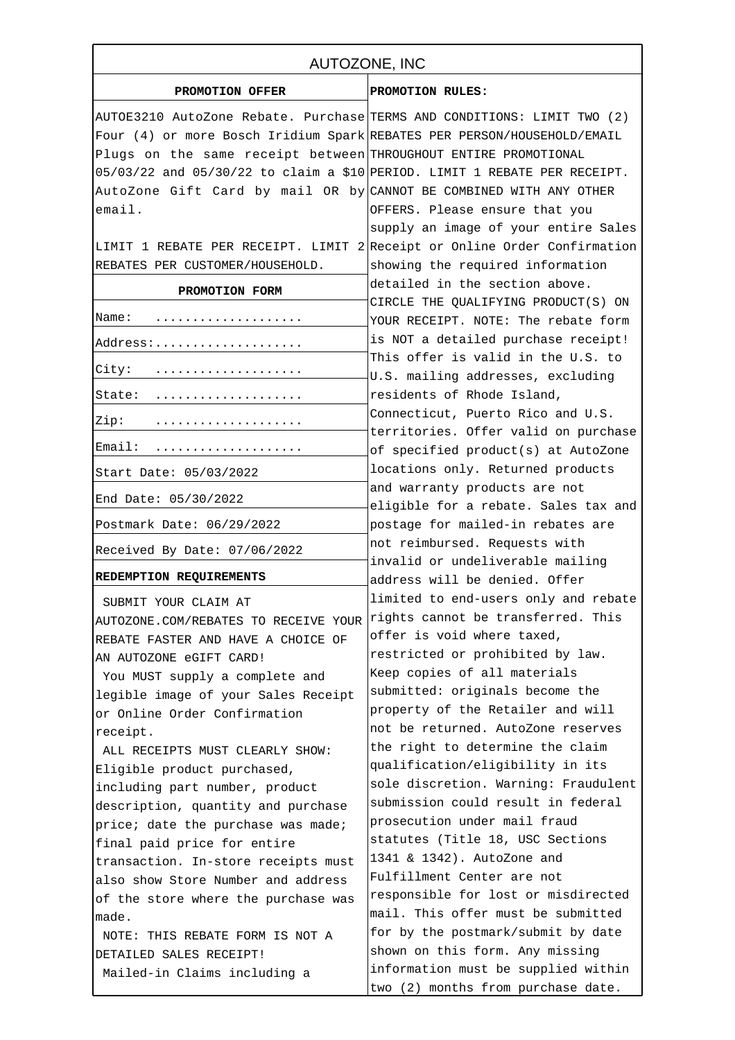# AUTOZONE, INC

## PROMOTION OFFER

AUTOE3210 AutoZone Rebate. Purchase Four (4) or more Bosch Iridium Spark Plugs on the same receipt between 05/03/22 and 05/30/22 to claim a $10 AutoZone Gift Card by mail OR by email.

LIMIT 1 REBATE PER RECEIPT. LIMIT 2 REBATES PER CUSTOMER/HOUSEHOLD.

## PROMOTION FORM

| | |
|---|---|
| Name: | .................... |
| Address: | .................... |
| City: | .................... |
| State: | .................... |
| Zip: | .................... |
| Email: | .................... |

Start Date: 05/03/2022

End Date: 05/30/2022

Postmark Date: 06/29/2022

Received By Date: 07/06/2022

## REDEMPTION REQUIREMENTS

SUBMIT YOUR CLAIM AT AUTOZONE.COM/REBATES TO RECEIVE YOUR REBATE FASTER AND HAVE A CHOICE OF AN AUTOZONE eGIFT CARD!

You MUST supply a complete and legible image of your Sales Receipt or Online Order Confirmation receipt.

ALL RECEIPTS MUST CLEARLY SHOW: Eligible product purchased, including part number, product description, quantity and purchase price; date the purchase was made; final paid price for entire transaction. In-store receipts must also show Store Number and address of the store where the purchase was made.

NOTE: THIS REBATE FORM IS NOT A DETAILED SALES RECEIPT!

Mailed-in Claims including a

## PROMOTION RULES:

TERMS AND CONDITIONS: LIMIT TWO (2) REBATES PER PERSON/HOUSEHOLD/EMAIL THROUGHOUT ENTIRE PROMOTIONAL PERIOD. LIMIT 1 REBATE PER RECEIPT. CANNOT BE COMBINED WITH ANY OTHER OFFERS. Please ensure that you supply an image of your entire Sales Receipt or Online Order Confirmation showing the required information detailed in the section above. CIRCLE THE QUALIFYING PRODUCT(S) ON YOUR RECEIPT. NOTE: The rebate form is NOT a detailed purchase receipt! This offer is valid in the U.S. to U.S. mailing addresses, excluding residents of Rhode Island, Connecticut, Puerto Rico and U.S. territories. Offer valid on purchase of specified product(s) at AutoZone locations only. Returned products and warranty products are not eligible for a rebate. Sales tax and postage for mailed-in rebates are not reimbursed. Requests with invalid or undeliverable mailing address will be denied. Offer limited to end-users only and rebate rights cannot be transferred. This offer is void where taxed, restricted or prohibited by law. Keep copies of all materials submitted: originals become the property of the Retailer and will not be returned. AutoZone reserves the right to determine the claim qualification/eligibility in its sole discretion. Warning: Fraudulent submission could result in federal prosecution under mail fraud statutes (Title 18, USC Sections 1341 & 1342). AutoZone and Fulfillment Center are not responsible for lost or misdirected mail. This offer must be submitted for by the postmark/submit by date shown on this form. Any missing information must be supplied within two (2) months from purchase date.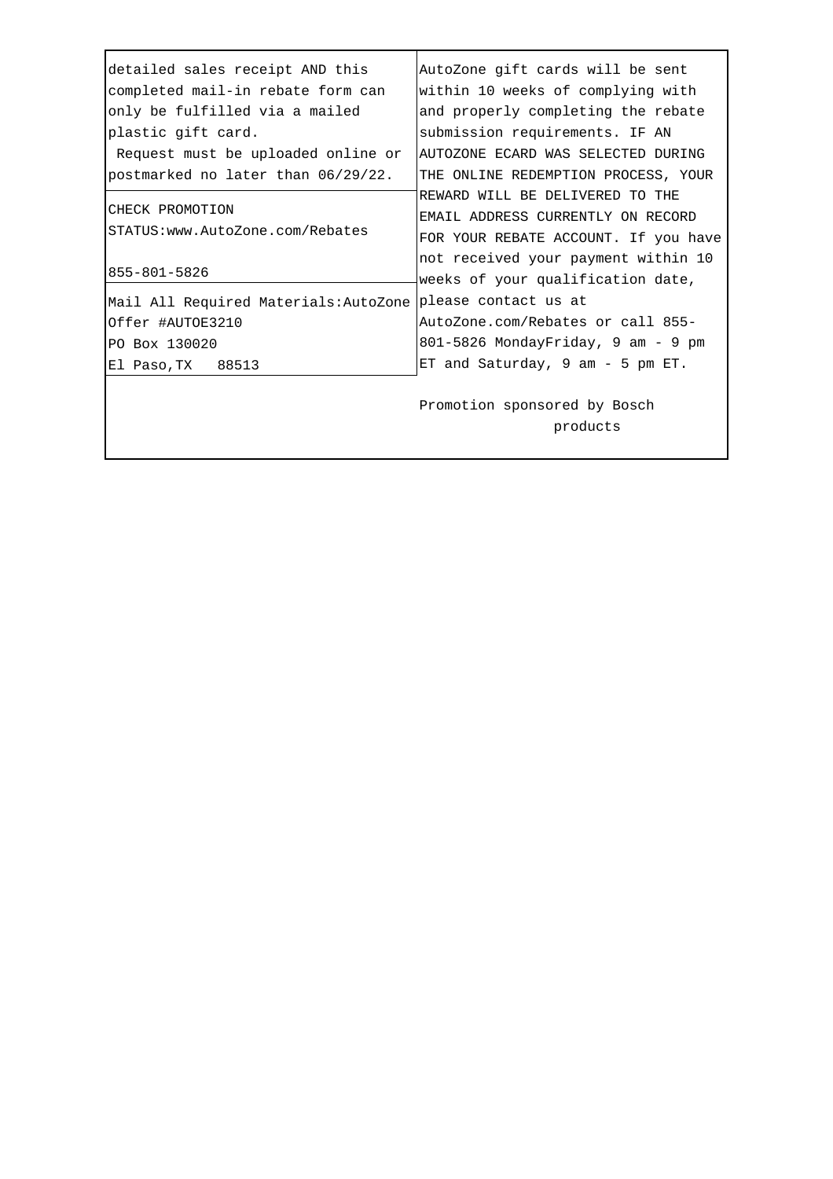detailed sales receipt AND this completed mail-in rebate form can only be fulfilled via a mailed plastic gift card.

Request must be uploaded online or postmarked no later than 06/29/22.

CHECK PROMOTION STATUS:www.AutoZone.com/Rebates

855-801-5826

Mail All Required Materials:AutoZone
Offer #AUTOE3210
PO Box 130020
El Paso,TX 88513

AutoZone gift cards will be sent within 10 weeks of complying with and properly completing the rebate submission requirements. IF AN AUTOZONE ECARD WAS SELECTED DURING THE ONLINE REDEMPTION PROCESS, YOUR REWARD WILL BE DELIVERED TO THE EMAIL ADDRESS CURRENTLY ON RECORD FOR YOUR REBATE ACCOUNT. If you have not received your payment within 10 weeks of your qualification date, please contact us at AutoZone.com/Rebates or call 855-801-5826 MondayFriday, 9 am - 9 pm ET and Saturday, 9 am - 5 pm ET.

Promotion sponsored by Bosch products